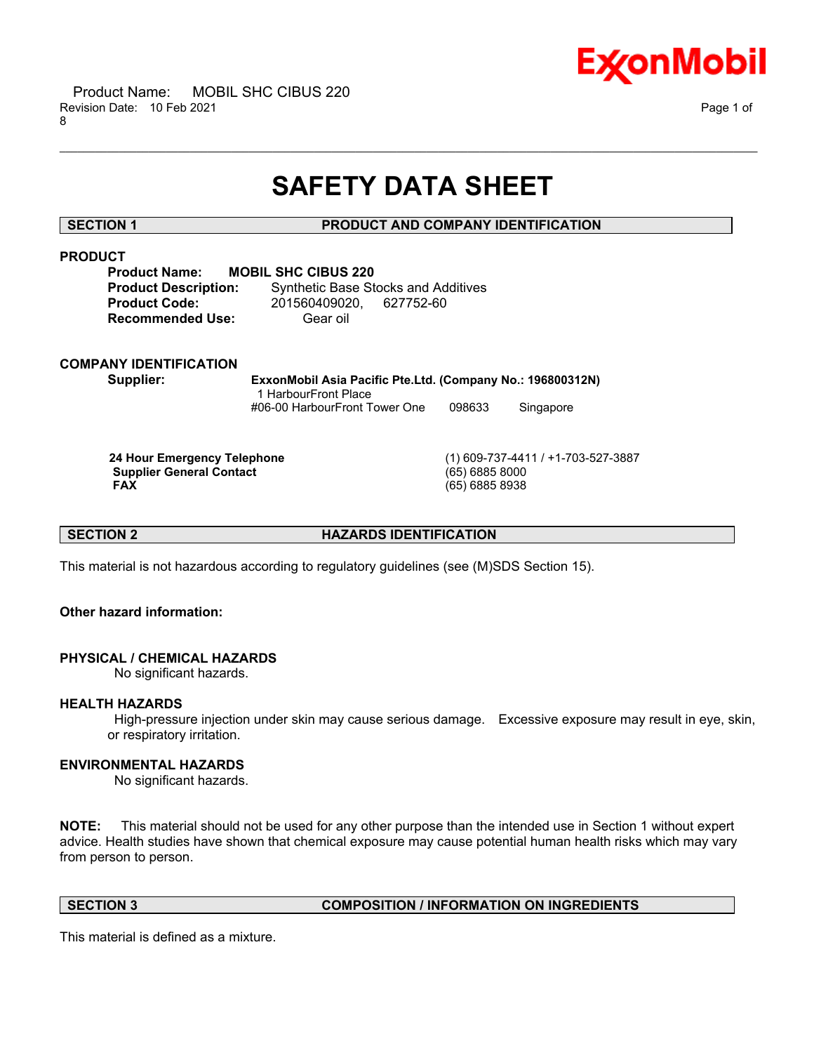# SAFETY DATA SHEET

## SECTION 1 PRODUCT AND COMPANY IDENTIFICATION

### PRODUCT

**Product Name:** **MOBIL SHC CIBUS 220**
**Product Description:** Synthetic Base Stocks and Additives
**Product Code:** 201560409020, 627752-60
**Recommended Use:** Gear oil

### COMPANY IDENTIFICATION

**Supplier:** **ExxonMobil Asia Pacific Pte.Ltd. (Company No.: 196800312N)**
1 HarbourFront Place
#06-00 HarbourFront Tower One 098633 Singapore

| | |
|---|---|
| **24 Hour Emergency Telephone** | (1) 609-737-4411 / +1-703-527-3887 |
| **Supplier General Contact** | (65) 6885 8000 |
| **FAX** | (65) 6885 8938 |

## SECTION 2 HAZARDS IDENTIFICATION

This material is not hazardous according to regulatory guidelines (see (M)SDS Section 15).

**Other hazard information:**

### PHYSICAL / CHEMICAL HAZARDS

No significant hazards.

### HEALTH HAZARDS

High-pressure injection under skin may cause serious damage. Excessive exposure may result in eye, skin, or respiratory irritation.

### ENVIRONMENTAL HAZARDS

No significant hazards.

**NOTE:** This material should not be used for any other purpose than the intended use in Section 1 without expert advice. Health studies have shown that chemical exposure may cause potential human health risks which may vary from person to person.

## SECTION 3 COMPOSITION / INFORMATION ON INGREDIENTS

This material is defined as a mixture.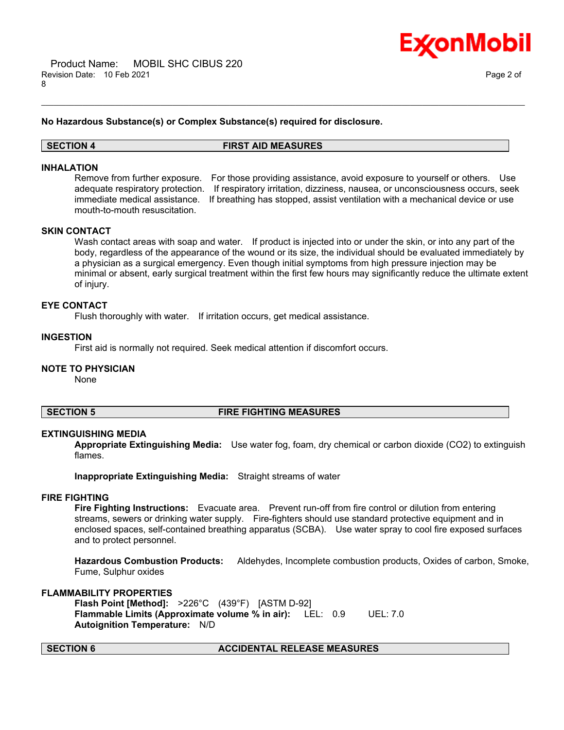**No Hazardous Substance(s) or Complex Substance(s) required for disclosure.**

## SECTION 4 FIRST AID MEASURES

### INHALATION

Remove from further exposure. For those providing assistance, avoid exposure to yourself or others. Use adequate respiratory protection. If respiratory irritation, dizziness, nausea, or unconsciousness occurs, seek immediate medical assistance. If breathing has stopped, assist ventilation with a mechanical device or use mouth-to-mouth resuscitation.

### SKIN CONTACT

Wash contact areas with soap and water. If product is injected into or under the skin, or into any part of the body, regardless of the appearance of the wound or its size, the individual should be evaluated immediately by a physician as a surgical emergency. Even though initial symptoms from high pressure injection may be minimal or absent, early surgical treatment within the first few hours may significantly reduce the ultimate extent of injury.

### EYE CONTACT

Flush thoroughly with water. If irritation occurs, get medical assistance.

### INGESTION

First aid is normally not required. Seek medical attention if discomfort occurs.

### NOTE TO PHYSICIAN

None

## SECTION 5 FIRE FIGHTING MEASURES

### EXTINGUISHING MEDIA

**Appropriate Extinguishing Media:** Use water fog, foam, dry chemical or carbon dioxide ($CO_2$) to extinguish flames.

**Inappropriate Extinguishing Media:** Straight streams of water

### FIRE FIGHTING

**Fire Fighting Instructions:** Evacuate area. Prevent run-off from fire control or dilution from entering streams, sewers or drinking water supply. Fire-fighters should use standard protective equipment and in enclosed spaces, self-contained breathing apparatus (SCBA). Use water spray to cool fire exposed surfaces and to protect personnel.

**Hazardous Combustion Products:** Aldehydes, Incomplete combustion products, Oxides of carbon, Smoke, Fume, Sulphur oxides

### FLAMMABILITY PROPERTIES

**Flash Point [Method]:** >226°C (439°F) [ASTM D-92]
**Flammable Limits (Approximate volume % in air):** LEL: 0.9 UEL: 7.0
**Autoignition Temperature:** N/D

## SECTION 6 ACCIDENTAL RELEASE MEASURES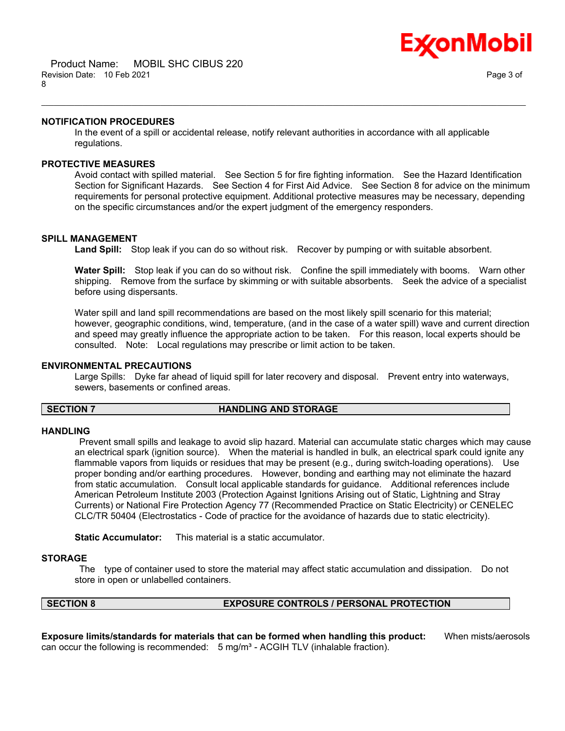### NOTIFICATION PROCEDURES

In the event of a spill or accidental release, notify relevant authorities in accordance with all applicable regulations.

### PROTECTIVE MEASURES

Avoid contact with spilled material. See Section 5 for fire fighting information. See the Hazard Identification Section for Significant Hazards. See Section 4 for First Aid Advice. See Section 8 for advice on the minimum requirements for personal protective equipment. Additional protective measures may be necessary, depending on the specific circumstances and/or the expert judgment of the emergency responders.

### SPILL MANAGEMENT

**Land Spill:** Stop leak if you can do so without risk. Recover by pumping or with suitable absorbent.

**Water Spill:** Stop leak if you can do so without risk. Confine the spill immediately with booms. Warn other shipping. Remove from the surface by skimming or with suitable absorbents. Seek the advice of a specialist before using dispersants.

Water spill and land spill recommendations are based on the most likely spill scenario for this material; however, geographic conditions, wind, temperature, (and in the case of a water spill) wave and current direction and speed may greatly influence the appropriate action to be taken. For this reason, local experts should be consulted. Note: Local regulations may prescribe or limit action to be taken.

### ENVIRONMENTAL PRECAUTIONS

Large Spills: Dyke far ahead of liquid spill for later recovery and disposal. Prevent entry into waterways, sewers, basements or confined areas.

## SECTION 7 HANDLING AND STORAGE

### HANDLING

Prevent small spills and leakage to avoid slip hazard. Material can accumulate static charges which may cause an electrical spark (ignition source). When the material is handled in bulk, an electrical spark could ignite any flammable vapors from liquids or residues that may be present (e.g., during switch-loading operations). Use proper bonding and/or earthing procedures. However, bonding and earthing may not eliminate the hazard from static accumulation. Consult local applicable standards for guidance. Additional references include American Petroleum Institute 2003 (Protection Against Ignitions Arising out of Static, Lightning and Stray Currents) or National Fire Protection Agency 77 (Recommended Practice on Static Electricity) or CENELEC CLC/TR 50404 (Electrostatics - Code of practice for the avoidance of hazards due to static electricity).

**Static Accumulator:** This material is a static accumulator.

### STORAGE

The type of container used to store the material may affect static accumulation and dissipation. Do not store in open or unlabelled containers.

## SECTION 8 EXPOSURE CONTROLS / PERSONAL PROTECTION

**Exposure limits/standards for materials that can be formed when handling this product:** When mists/aerosols can occur the following is recommended: 5 mg/m³ - ACGIH TLV (inhalable fraction).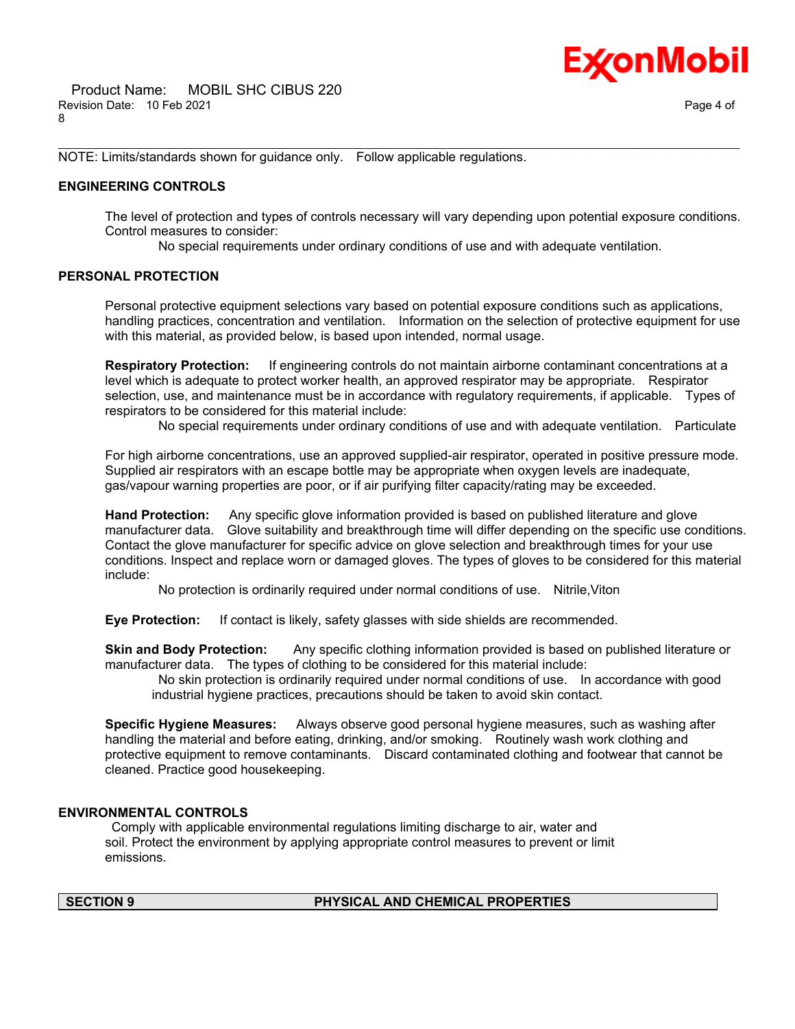NOTE: Limits/standards shown for guidance only. Follow applicable regulations.

### ENGINEERING CONTROLS

The level of protection and types of controls necessary will vary depending upon potential exposure conditions. Control measures to consider:

No special requirements under ordinary conditions of use and with adequate ventilation.

### PERSONAL PROTECTION

Personal protective equipment selections vary based on potential exposure conditions such as applications, handling practices, concentration and ventilation. Information on the selection of protective equipment for use with this material, as provided below, is based upon intended, normal usage.

**Respiratory Protection:** If engineering controls do not maintain airborne contaminant concentrations at a level which is adequate to protect worker health, an approved respirator may be appropriate. Respirator selection, use, and maintenance must be in accordance with regulatory requirements, if applicable. Types of respirators to be considered for this material include:

No special requirements under ordinary conditions of use and with adequate ventilation. Particulate

For high airborne concentrations, use an approved supplied-air respirator, operated in positive pressure mode. Supplied air respirators with an escape bottle may be appropriate when oxygen levels are inadequate, gas/vapour warning properties are poor, or if air purifying filter capacity/rating may be exceeded.

**Hand Protection:** Any specific glove information provided is based on published literature and glove manufacturer data. Glove suitability and breakthrough time will differ depending on the specific use conditions. Contact the glove manufacturer for specific advice on glove selection and breakthrough times for your use conditions. Inspect and replace worn or damaged gloves. The types of gloves to be considered for this material include:

No protection is ordinarily required under normal conditions of use. Nitrile,Viton

**Eye Protection:** If contact is likely, safety glasses with side shields are recommended.

**Skin and Body Protection:** Any specific clothing information provided is based on published literature or manufacturer data. The types of clothing to be considered for this material include:

No skin protection is ordinarily required under normal conditions of use. In accordance with good industrial hygiene practices, precautions should be taken to avoid skin contact.

**Specific Hygiene Measures:** Always observe good personal hygiene measures, such as washing after handling the material and before eating, drinking, and/or smoking. Routinely wash work clothing and protective equipment to remove contaminants. Discard contaminated clothing and footwear that cannot be cleaned. Practice good housekeeping.

### ENVIRONMENTAL CONTROLS

Comply with applicable environmental regulations limiting discharge to air, water and soil. Protect the environment by applying appropriate control measures to prevent or limit emissions.

## SECTION 9 PHYSICAL AND CHEMICAL PROPERTIES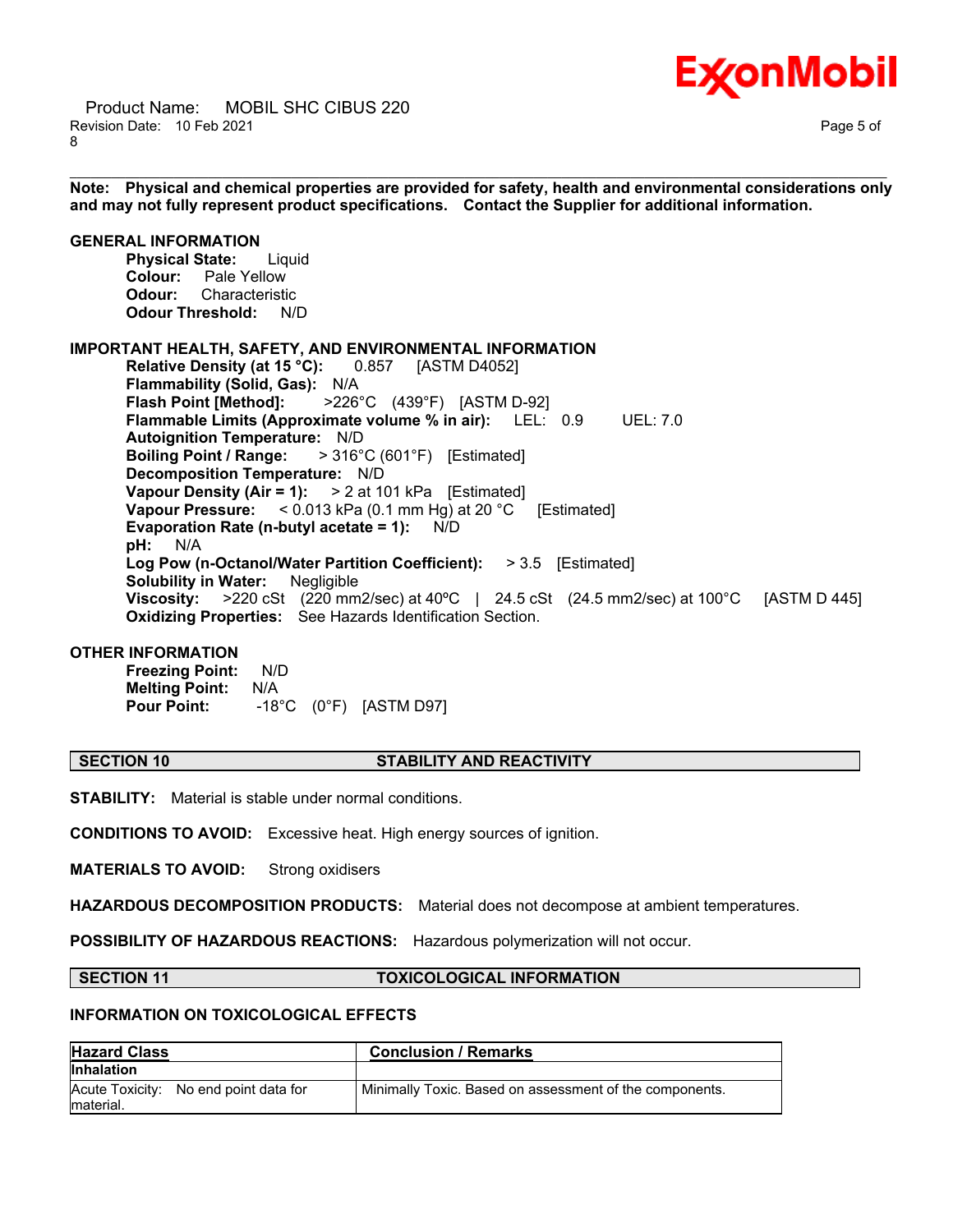**Note: Physical and chemical properties are provided for safety, health and environmental considerations only and may not fully represent product specifications. Contact the Supplier for additional information.**

**GENERAL INFORMATION**

**Physical State:** Liquid
**Colour:** Pale Yellow
**Odour:** Characteristic
**Odour Threshold:** N/D

**IMPORTANT HEALTH, SAFETY, AND ENVIRONMENTAL INFORMATION**

**Relative Density (at 15 °C):** 0.857 [ASTM D4052]
**Flammability (Solid, Gas):** N/A
**Flash Point [Method]:** >226°C (439°F) [ASTM D-92]
**Flammable Limits (Approximate volume % in air):** LEL: 0.9 UEL: 7.0
**Autoignition Temperature:** N/D
**Boiling Point / Range:** > 316°C (601°F) [Estimated]
**Decomposition Temperature:** N/D
**Vapour Density (Air = 1):** > 2 at 101 kPa [Estimated]
**Vapour Pressure:** < 0.013 kPa (0.1 mm Hg) at 20 °C [Estimated]
**Evaporation Rate (n-butyl acetate = 1):** N/D
**pH:** N/A
**Log Pow (n-Octanol/Water Partition Coefficient):** > 3.5 [Estimated]
**Solubility in Water:** Negligible
**Viscosity:** >220 cSt (220 mm2/sec) at 40ºC | 24.5 cSt (24.5 mm2/sec) at 100°C [ASTM D 445]
**Oxidizing Properties:** See Hazards Identification Section.

**OTHER INFORMATION**

**Freezing Point:** N/D
**Melting Point:** N/A
**Pour Point:** -18°C (0°F) [ASTM D97]

## SECTION 10 STABILITY AND REACTIVITY

**STABILITY:** Material is stable under normal conditions.

**CONDITIONS TO AVOID:** Excessive heat. High energy sources of ignition.

**MATERIALS TO AVOID:** Strong oxidisers

**HAZARDOUS DECOMPOSITION PRODUCTS:** Material does not decompose at ambient temperatures.

**POSSIBILITY OF HAZARDOUS REACTIONS:** Hazardous polymerization will not occur.

## SECTION 11 TOXICOLOGICAL INFORMATION

**INFORMATION ON TOXICOLOGICAL EFFECTS**

| Hazard Class | Conclusion / Remarks |
|---|---|
| **Inhalation** | |
| Acute Toxicity: No end point data for material. | Minimally Toxic. Based on assessment of the components. |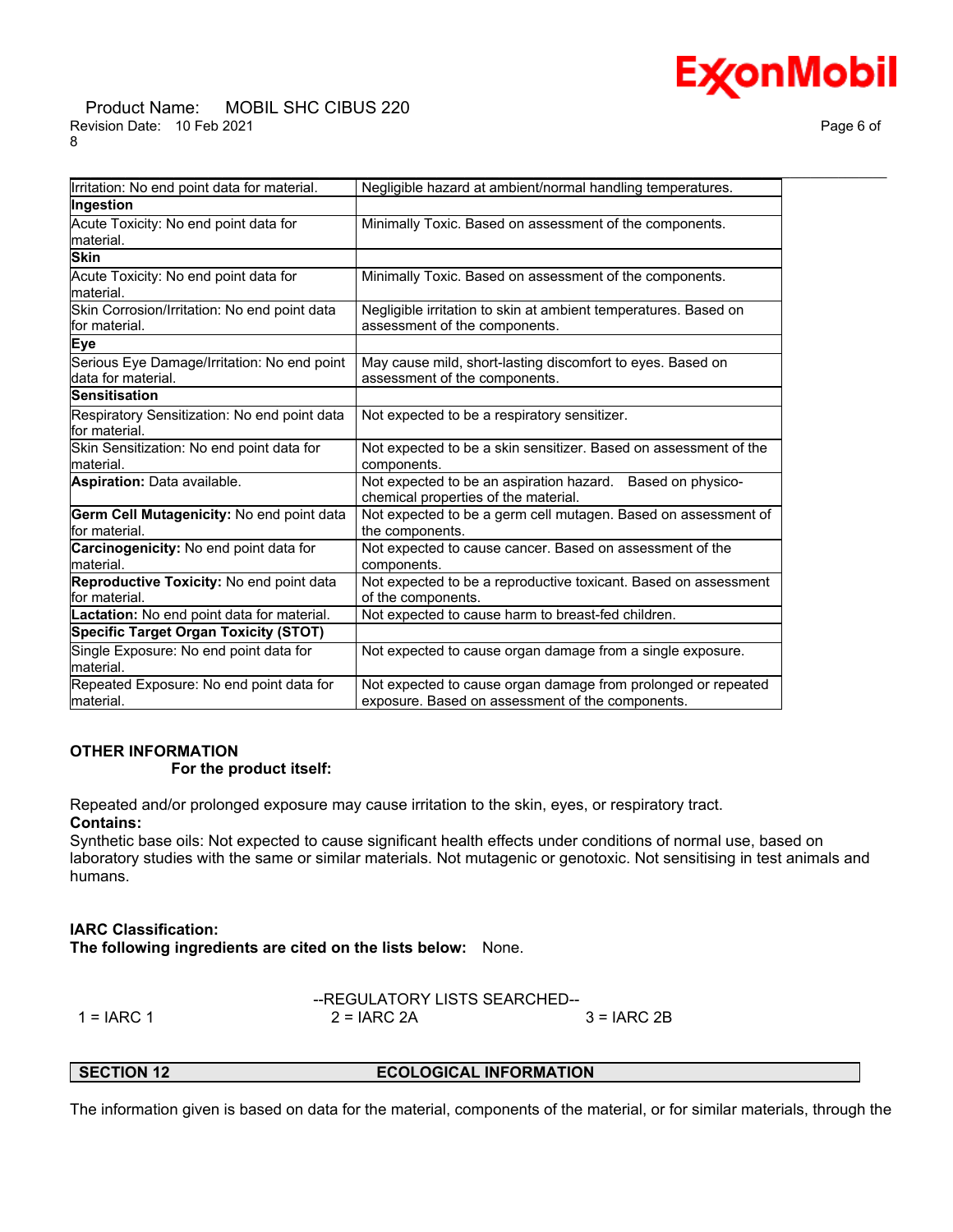| Irritation: No end point data for material. | Negligible hazard at ambient/normal handling temperatures. |
|---|---|
| **Ingestion** | |
| Acute Toxicity: No end point data for material. | Minimally Toxic. Based on assessment of the components. |
| **Skin** | |
| Acute Toxicity: No end point data for material. | Minimally Toxic. Based on assessment of the components. |
| Skin Corrosion/Irritation: No end point data for material. | Negligible irritation to skin at ambient temperatures. Based on assessment of the components. |
| **Eye** | |
| Serious Eye Damage/Irritation: No end point data for material. | May cause mild, short-lasting discomfort to eyes. Based on assessment of the components. |
| **Sensitisation** | |
| Respiratory Sensitization: No end point data for material. | Not expected to be a respiratory sensitizer. |
| Skin Sensitization: No end point data for material. | Not expected to be a skin sensitizer. Based on assessment of the components. |
| **Aspiration:** Data available. | Not expected to be an aspiration hazard. Based on physico-chemical properties of the material. |
| **Germ Cell Mutagenicity:** No end point data for material. | Not expected to be a germ cell mutagen. Based on assessment of the components. |
| **Carcinogenicity:** No end point data for material. | Not expected to cause cancer. Based on assessment of the components. |
| **Reproductive Toxicity:** No end point data for material. | Not expected to be a reproductive toxicant. Based on assessment of the components. |
| **Lactation:** No end point data for material. | Not expected to cause harm to breast-fed children. |
| **Specific Target Organ Toxicity (STOT)** | |
| Single Exposure: No end point data for material. | Not expected to cause organ damage from a single exposure. |
| Repeated Exposure: No end point data for material. | Not expected to cause organ damage from prolonged or repeated exposure. Based on assessment of the components. |

**OTHER INFORMATION**

**For the product itself:**

Repeated and/or prolonged exposure may cause irritation to the skin, eyes, or respiratory tract.

**Contains:**

Synthetic base oils: Not expected to cause significant health effects under conditions of normal use, based on laboratory studies with the same or similar materials. Not mutagenic or genotoxic. Not sensitising in test animals and humans.

**IARC Classification:**

**The following ingredients are cited on the lists below:** None.

--REGULATORY LISTS SEARCHED--

1 = IARC 1 &nbsp;&nbsp;&nbsp; 2 = IARC 2A &nbsp;&nbsp;&nbsp; 3 = IARC 2B

## SECTION 12 ECOLOGICAL INFORMATION

The information given is based on data for the material, components of the material, or for similar materials, through the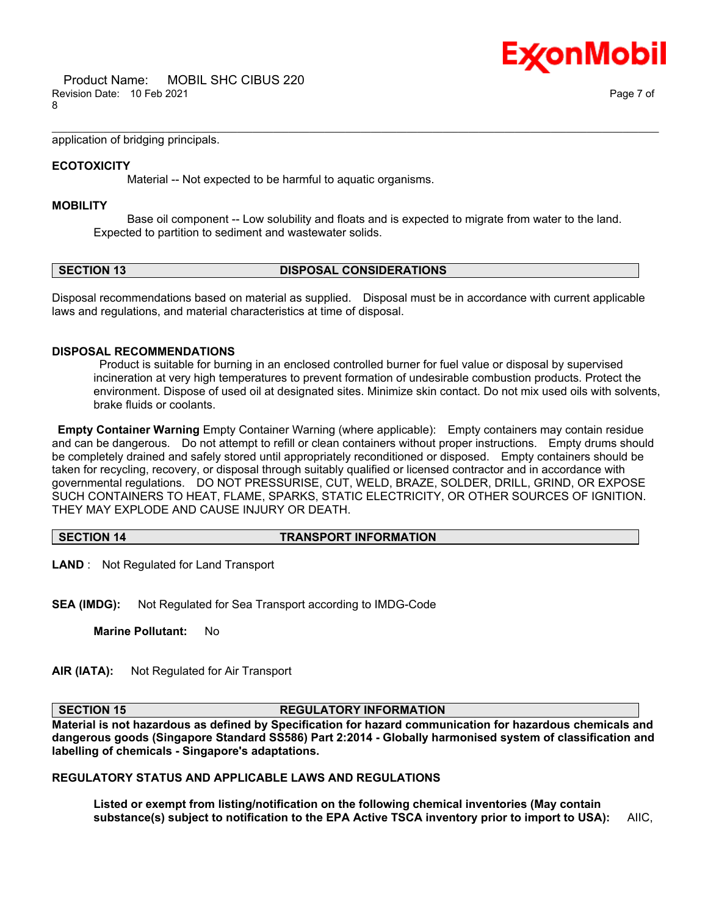application of bridging principals.

### ECOTOXICITY

Material -- Not expected to be harmful to aquatic organisms.

### MOBILITY

Base oil component -- Low solubility and floats and is expected to migrate from water to the land. Expected to partition to sediment and wastewater solids.

## SECTION 13 DISPOSAL CONSIDERATIONS

Disposal recommendations based on material as supplied. Disposal must be in accordance with current applicable laws and regulations, and material characteristics at time of disposal.

### DISPOSAL RECOMMENDATIONS

Product is suitable for burning in an enclosed controlled burner for fuel value or disposal by supervised incineration at very high temperatures to prevent formation of undesirable combustion products. Protect the environment. Dispose of used oil at designated sites. Minimize skin contact. Do not mix used oils with solvents, brake fluids or coolants.

**Empty Container Warning** Empty Container Warning (where applicable): Empty containers may contain residue and can be dangerous. Do not attempt to refill or clean containers without proper instructions. Empty drums should be completely drained and safely stored until appropriately reconditioned or disposed. Empty containers should be taken for recycling, recovery, or disposal through suitably qualified or licensed contractor and in accordance with governmental regulations. DO NOT PRESSURISE, CUT, WELD, BRAZE, SOLDER, DRILL, GRIND, OR EXPOSE SUCH CONTAINERS TO HEAT, FLAME, SPARKS, STATIC ELECTRICITY, OR OTHER SOURCES OF IGNITION. THEY MAY EXPLODE AND CAUSE INJURY OR DEATH.

## SECTION 14 TRANSPORT INFORMATION

**LAND** : Not Regulated for Land Transport

**SEA (IMDG):** Not Regulated for Sea Transport according to IMDG-Code

**Marine Pollutant:** No

**AIR (IATA):** Not Regulated for Air Transport

## SECTION 15 REGULATORY INFORMATION

**Material is not hazardous as defined by Specification for hazard communication for hazardous chemicals and dangerous goods (Singapore Standard SS586) Part 2:2014 - Globally harmonised system of classification and labelling of chemicals - Singapore's adaptations.**

### REGULATORY STATUS AND APPLICABLE LAWS AND REGULATIONS

**Listed or exempt from listing/notification on the following chemical inventories (May contain substance(s) subject to notification to the EPA Active TSCA inventory prior to import to USA):** AIIC,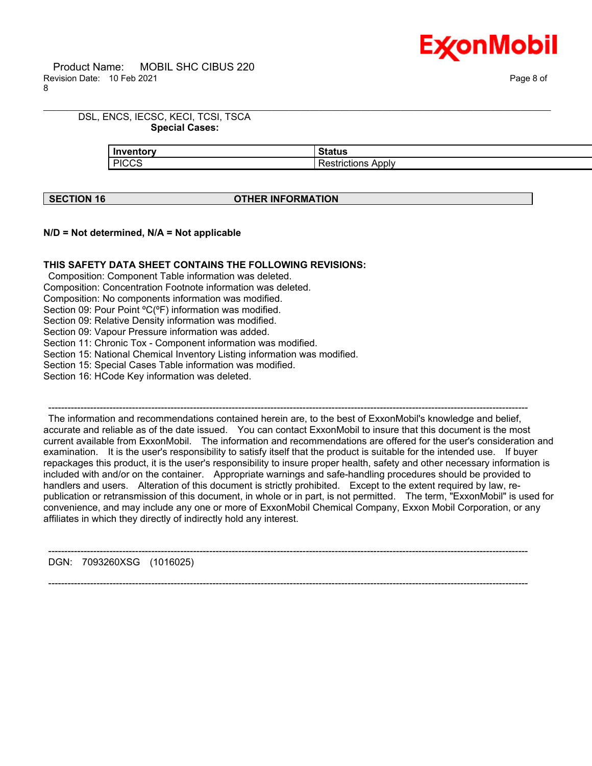DSL, ENCS, IECSC, KECI, TCSI, TSCA

**Special Cases:**

| Inventory | Status |
|---|---|
| PICCS | Restrictions Apply |

## SECTION 16 OTHER INFORMATION

**N/D = Not determined, N/A = Not applicable**

**THIS SAFETY DATA SHEET CONTAINS THE FOLLOWING REVISIONS:**

Composition: Component Table information was deleted.
Composition: Concentration Footnote information was deleted.
Composition: No components information was modified.
Section 09: Pour Point ºC(ºF) information was modified.
Section 09: Relative Density information was modified.
Section 09: Vapour Pressure information was added.
Section 11: Chronic Tox - Component information was modified.
Section 15: National Chemical Inventory Listing information was modified.
Section 15: Special Cases Table information was modified.
Section 16: HCode Key information was deleted.

-----------------------------------------------------------------------------------------------------------------------------------------------------

The information and recommendations contained herein are, to the best of ExxonMobil's knowledge and belief, accurate and reliable as of the date issued. You can contact ExxonMobil to insure that this document is the most current available from ExxonMobil. The information and recommendations are offered for the user's consideration and examination. It is the user's responsibility to satisfy itself that the product is suitable for the intended use. If buyer repackages this product, it is the user's responsibility to insure proper health, safety and other necessary information is included with and/or on the container. Appropriate warnings and safe-handling procedures should be provided to handlers and users. Alteration of this document is strictly prohibited. Except to the extent required by law, re-publication or retransmission of this document, in whole or in part, is not permitted. The term, "ExxonMobil" is used for convenience, and may include any one or more of ExxonMobil Chemical Company, Exxon Mobil Corporation, or any affiliates in which they directly of indirectly hold any interest.

-----------------------------------------------------------------------------------------------------------------------------------------------------

DGN: 7093260XSG (1016025)

-----------------------------------------------------------------------------------------------------------------------------------------------------